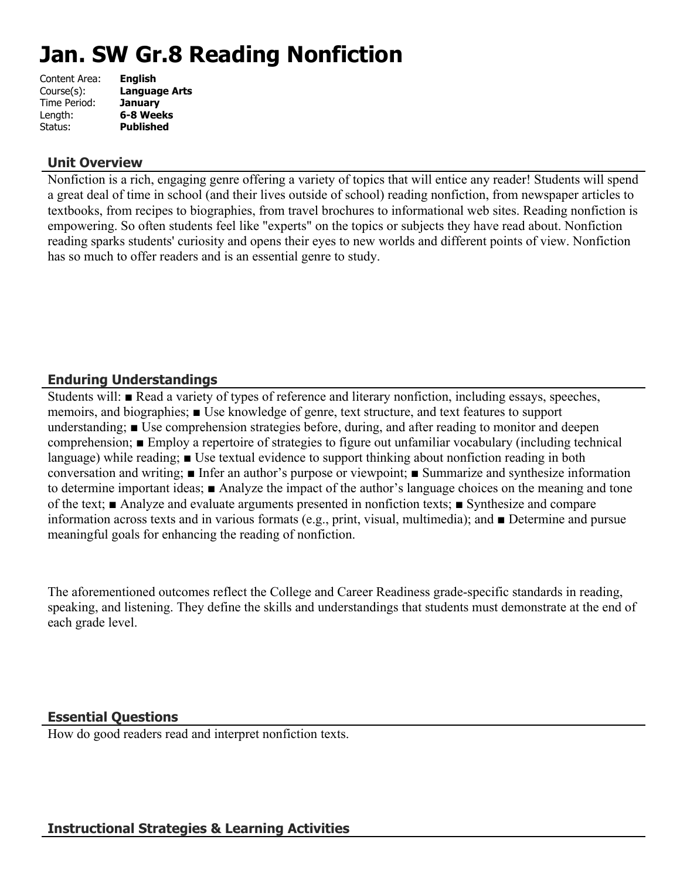# Jan. SW Gr.8 Reading Nonfiction

Content Area: **English**
Course(s): **Language Arts**
Time Period: **January**
Length: **6-8 Weeks**
Status: **Published**

## Unit Overview

Nonfiction is a rich, engaging genre offering a variety of topics that will entice any reader! Students will spend a great deal of time in school (and their lives outside of school) reading nonfiction, from newspaper articles to textbooks, from recipes to biographies, from travel brochures to informational web sites. Reading nonfiction is empowering. So often students feel like "experts" on the topics or subjects they have read about. Nonfiction reading sparks students' curiosity and opens their eyes to new worlds and different points of view. Nonfiction has so much to offer readers and is an essential genre to study.

## Enduring Understandings

Students will: ■ Read a variety of types of reference and literary nonfiction, including essays, speeches, memoirs, and biographies; ■ Use knowledge of genre, text structure, and text features to support understanding; ■ Use comprehension strategies before, during, and after reading to monitor and deepen comprehension; ■ Employ a repertoire of strategies to figure out unfamiliar vocabulary (including technical language) while reading; ■ Use textual evidence to support thinking about nonfiction reading in both conversation and writing; ■ Infer an author's purpose or viewpoint; ■ Summarize and synthesize information to determine important ideas; ■ Analyze the impact of the author's language choices on the meaning and tone of the text; ■ Analyze and evaluate arguments presented in nonfiction texts; ■ Synthesize and compare information across texts and in various formats (e.g., print, visual, multimedia); and ■ Determine and pursue meaningful goals for enhancing the reading of nonfiction.

The aforementioned outcomes reflect the College and Career Readiness grade-specific standards in reading, speaking, and listening. They define the skills and understandings that students must demonstrate at the end of each grade level.

## Essential Questions

How do good readers read and interpret nonfiction texts.

## Instructional Strategies & Learning Activities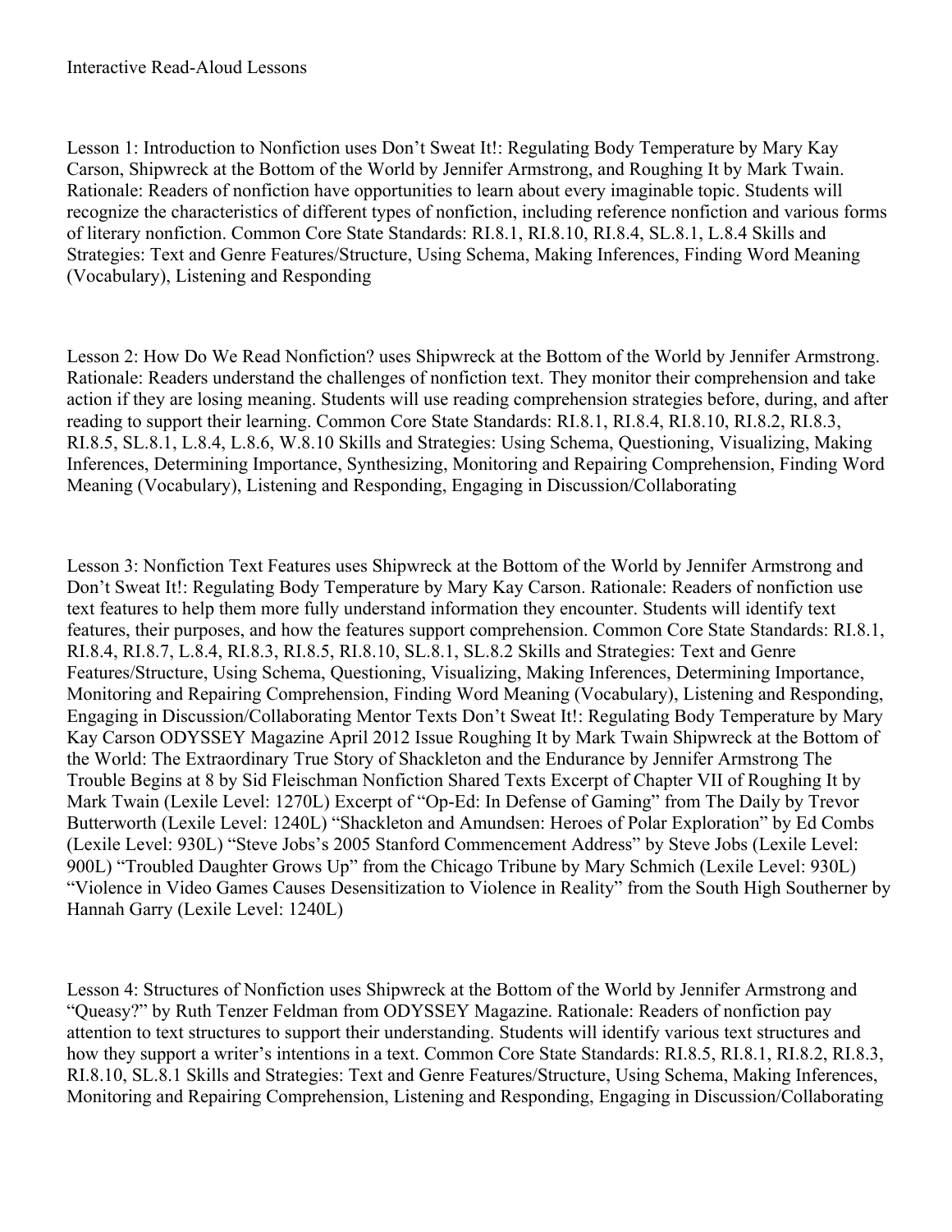Interactive Read-Aloud Lessons

Lesson 1: Introduction to Nonfiction uses Don't Sweat It!: Regulating Body Temperature by Mary Kay Carson, Shipwreck at the Bottom of the World by Jennifer Armstrong, and Roughing It by Mark Twain. Rationale: Readers of nonfiction have opportunities to learn about every imaginable topic. Students will recognize the characteristics of different types of nonfiction, including reference nonfiction and various forms of literary nonfiction. Common Core State Standards: RI.8.1, RI.8.10, RI.8.4, SL.8.1, L.8.4 Skills and Strategies: Text and Genre Features/Structure, Using Schema, Making Inferences, Finding Word Meaning (Vocabulary), Listening and Responding

Lesson 2: How Do We Read Nonfiction? uses Shipwreck at the Bottom of the World by Jennifer Armstrong. Rationale: Readers understand the challenges of nonfiction text. They monitor their comprehension and take action if they are losing meaning. Students will use reading comprehension strategies before, during, and after reading to support their learning. Common Core State Standards: RI.8.1, RI.8.4, RI.8.10, RI.8.2, RI.8.3, RI.8.5, SL.8.1, L.8.4, L.8.6, W.8.10 Skills and Strategies: Using Schema, Questioning, Visualizing, Making Inferences, Determining Importance, Synthesizing, Monitoring and Repairing Comprehension, Finding Word Meaning (Vocabulary), Listening and Responding, Engaging in Discussion/Collaborating

Lesson 3: Nonfiction Text Features uses Shipwreck at the Bottom of the World by Jennifer Armstrong and Don't Sweat It!: Regulating Body Temperature by Mary Kay Carson. Rationale: Readers of nonfiction use text features to help them more fully understand information they encounter. Students will identify text features, their purposes, and how the features support comprehension. Common Core State Standards: RI.8.1, RI.8.4, RI.8.7, L.8.4, RI.8.3, RI.8.5, RI.8.10, SL.8.1, SL.8.2 Skills and Strategies: Text and Genre Features/Structure, Using Schema, Questioning, Visualizing, Making Inferences, Determining Importance, Monitoring and Repairing Comprehension, Finding Word Meaning (Vocabulary), Listening and Responding, Engaging in Discussion/Collaborating Mentor Texts Don't Sweat It!: Regulating Body Temperature by Mary Kay Carson ODYSSEY Magazine April 2012 Issue Roughing It by Mark Twain Shipwreck at the Bottom of the World: The Extraordinary True Story of Shackleton and the Endurance by Jennifer Armstrong The Trouble Begins at 8 by Sid Fleischman Nonfiction Shared Texts Excerpt of Chapter VII of Roughing It by Mark Twain (Lexile Level: 1270L) Excerpt of "Op-Ed: In Defense of Gaming" from The Daily by Trevor Butterworth (Lexile Level: 1240L) "Shackleton and Amundsen: Heroes of Polar Exploration" by Ed Combs (Lexile Level: 930L) "Steve Jobs's 2005 Stanford Commencement Address" by Steve Jobs (Lexile Level: 900L) "Troubled Daughter Grows Up" from the Chicago Tribune by Mary Schmich (Lexile Level: 930L) "Violence in Video Games Causes Desensitization to Violence in Reality" from the South High Southerner by Hannah Garry (Lexile Level: 1240L)

Lesson 4: Structures of Nonfiction uses Shipwreck at the Bottom of the World by Jennifer Armstrong and "Queasy?" by Ruth Tenzer Feldman from ODYSSEY Magazine. Rationale: Readers of nonfiction pay attention to text structures to support their understanding. Students will identify various text structures and how they support a writer's intentions in a text. Common Core State Standards: RI.8.5, RI.8.1, RI.8.2, RI.8.3, RI.8.10, SL.8.1 Skills and Strategies: Text and Genre Features/Structure, Using Schema, Making Inferences, Monitoring and Repairing Comprehension, Listening and Responding, Engaging in Discussion/Collaborating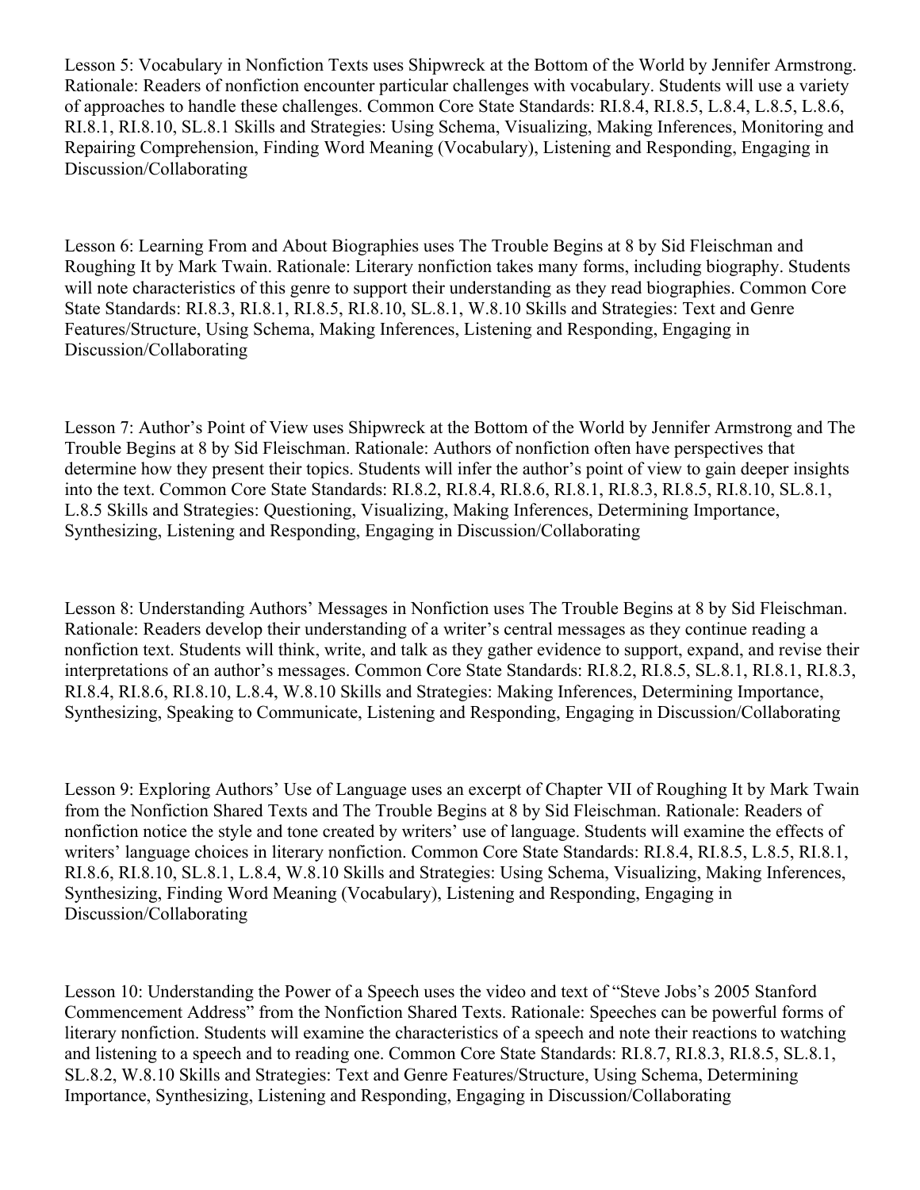Lesson 5: Vocabulary in Nonfiction Texts uses Shipwreck at the Bottom of the World by Jennifer Armstrong. Rationale: Readers of nonfiction encounter particular challenges with vocabulary. Students will use a variety of approaches to handle these challenges. Common Core State Standards: RI.8.4, RI.8.5, L.8.4, L.8.5, L.8.6, RI.8.1, RI.8.10, SL.8.1 Skills and Strategies: Using Schema, Visualizing, Making Inferences, Monitoring and Repairing Comprehension, Finding Word Meaning (Vocabulary), Listening and Responding, Engaging in Discussion/Collaborating

Lesson 6: Learning From and About Biographies uses The Trouble Begins at 8 by Sid Fleischman and Roughing It by Mark Twain. Rationale: Literary nonfiction takes many forms, including biography. Students will note characteristics of this genre to support their understanding as they read biographies. Common Core State Standards: RI.8.3, RI.8.1, RI.8.5, RI.8.10, SL.8.1, W.8.10 Skills and Strategies: Text and Genre Features/Structure, Using Schema, Making Inferences, Listening and Responding, Engaging in Discussion/Collaborating

Lesson 7: Author's Point of View uses Shipwreck at the Bottom of the World by Jennifer Armstrong and The Trouble Begins at 8 by Sid Fleischman. Rationale: Authors of nonfiction often have perspectives that determine how they present their topics. Students will infer the author's point of view to gain deeper insights into the text. Common Core State Standards: RI.8.2, RI.8.4, RI.8.6, RI.8.1, RI.8.3, RI.8.5, RI.8.10, SL.8.1, L.8.5 Skills and Strategies: Questioning, Visualizing, Making Inferences, Determining Importance, Synthesizing, Listening and Responding, Engaging in Discussion/Collaborating

Lesson 8: Understanding Authors' Messages in Nonfiction uses The Trouble Begins at 8 by Sid Fleischman. Rationale: Readers develop their understanding of a writer's central messages as they continue reading a nonfiction text. Students will think, write, and talk as they gather evidence to support, expand, and revise their interpretations of an author's messages. Common Core State Standards: RI.8.2, RI.8.5, SL.8.1, RI.8.1, RI.8.3, RI.8.4, RI.8.6, RI.8.10, L.8.4, W.8.10 Skills and Strategies: Making Inferences, Determining Importance, Synthesizing, Speaking to Communicate, Listening and Responding, Engaging in Discussion/Collaborating

Lesson 9: Exploring Authors' Use of Language uses an excerpt of Chapter VII of Roughing It by Mark Twain from the Nonfiction Shared Texts and The Trouble Begins at 8 by Sid Fleischman. Rationale: Readers of nonfiction notice the style and tone created by writers' use of language. Students will examine the effects of writers' language choices in literary nonfiction. Common Core State Standards: RI.8.4, RI.8.5, L.8.5, RI.8.1, RI.8.6, RI.8.10, SL.8.1, L.8.4, W.8.10 Skills and Strategies: Using Schema, Visualizing, Making Inferences, Synthesizing, Finding Word Meaning (Vocabulary), Listening and Responding, Engaging in Discussion/Collaborating

Lesson 10: Understanding the Power of a Speech uses the video and text of "Steve Jobs's 2005 Stanford Commencement Address" from the Nonfiction Shared Texts. Rationale: Speeches can be powerful forms of literary nonfiction. Students will examine the characteristics of a speech and note their reactions to watching and listening to a speech and to reading one. Common Core State Standards: RI.8.7, RI.8.3, RI.8.5, SL.8.1, SL.8.2, W.8.10 Skills and Strategies: Text and Genre Features/Structure, Using Schema, Determining Importance, Synthesizing, Listening and Responding, Engaging in Discussion/Collaborating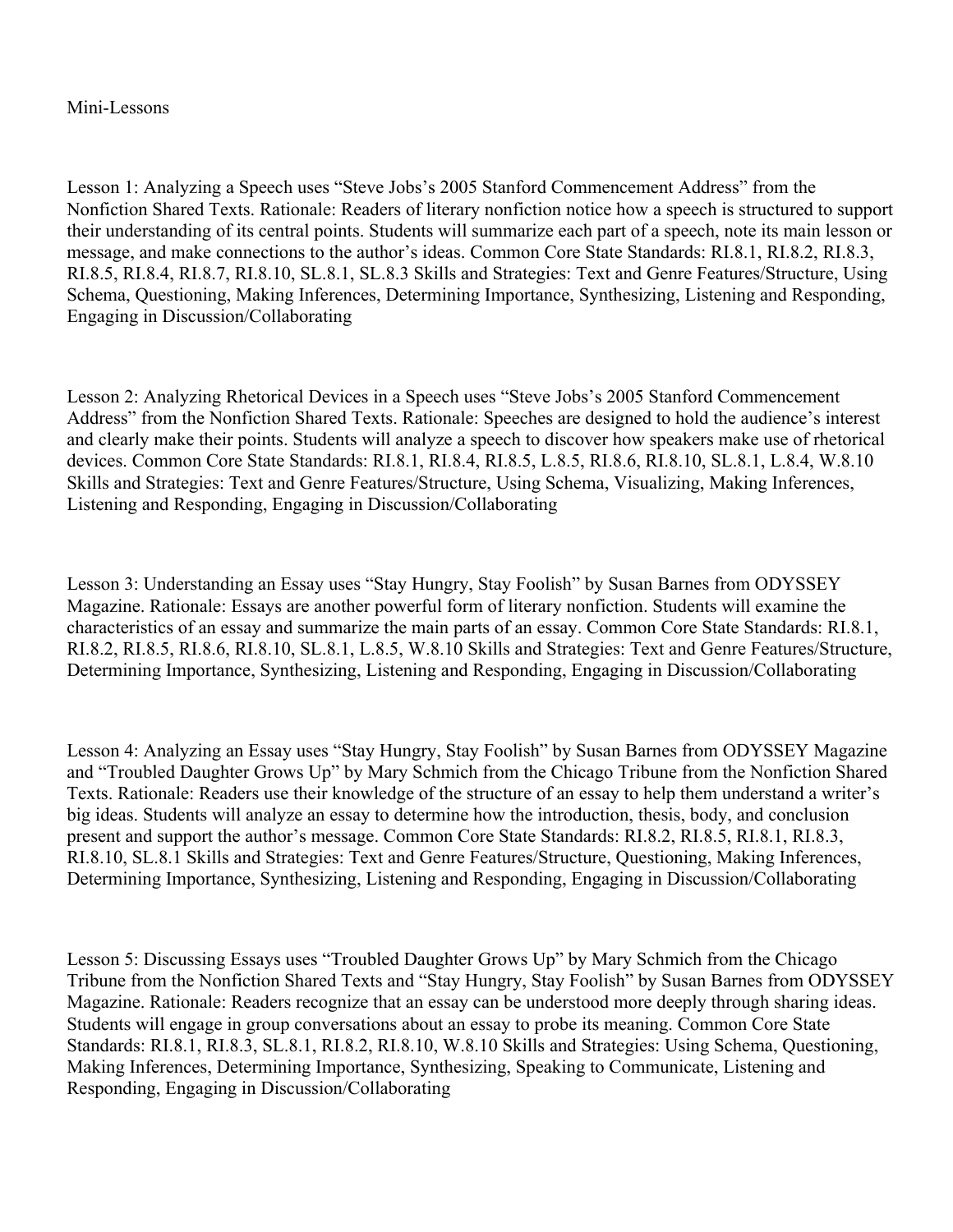Mini-Lessons

Lesson 1: Analyzing a Speech uses "Steve Jobs's 2005 Stanford Commencement Address" from the Nonfiction Shared Texts. Rationale: Readers of literary nonfiction notice how a speech is structured to support their understanding of its central points. Students will summarize each part of a speech, note its main lesson or message, and make connections to the author's ideas. Common Core State Standards: RI.8.1, RI.8.2, RI.8.3, RI.8.5, RI.8.4, RI.8.7, RI.8.10, SL.8.1, SL.8.3 Skills and Strategies: Text and Genre Features/Structure, Using Schema, Questioning, Making Inferences, Determining Importance, Synthesizing, Listening and Responding, Engaging in Discussion/Collaborating

Lesson 2: Analyzing Rhetorical Devices in a Speech uses "Steve Jobs's 2005 Stanford Commencement Address" from the Nonfiction Shared Texts. Rationale: Speeches are designed to hold the audience's interest and clearly make their points. Students will analyze a speech to discover how speakers make use of rhetorical devices. Common Core State Standards: RI.8.1, RI.8.4, RI.8.5, L.8.5, RI.8.6, RI.8.10, SL.8.1, L.8.4, W.8.10 Skills and Strategies: Text and Genre Features/Structure, Using Schema, Visualizing, Making Inferences, Listening and Responding, Engaging in Discussion/Collaborating

Lesson 3: Understanding an Essay uses "Stay Hungry, Stay Foolish" by Susan Barnes from ODYSSEY Magazine. Rationale: Essays are another powerful form of literary nonfiction. Students will examine the characteristics of an essay and summarize the main parts of an essay. Common Core State Standards: RI.8.1, RI.8.2, RI.8.5, RI.8.6, RI.8.10, SL.8.1, L.8.5, W.8.10 Skills and Strategies: Text and Genre Features/Structure, Determining Importance, Synthesizing, Listening and Responding, Engaging in Discussion/Collaborating

Lesson 4: Analyzing an Essay uses "Stay Hungry, Stay Foolish" by Susan Barnes from ODYSSEY Magazine and "Troubled Daughter Grows Up" by Mary Schmich from the Chicago Tribune from the Nonfiction Shared Texts. Rationale: Readers use their knowledge of the structure of an essay to help them understand a writer's big ideas. Students will analyze an essay to determine how the introduction, thesis, body, and conclusion present and support the author's message. Common Core State Standards: RI.8.2, RI.8.5, RI.8.1, RI.8.3, RI.8.10, SL.8.1 Skills and Strategies: Text and Genre Features/Structure, Questioning, Making Inferences, Determining Importance, Synthesizing, Listening and Responding, Engaging in Discussion/Collaborating

Lesson 5: Discussing Essays uses "Troubled Daughter Grows Up" by Mary Schmich from the Chicago Tribune from the Nonfiction Shared Texts and "Stay Hungry, Stay Foolish" by Susan Barnes from ODYSSEY Magazine. Rationale: Readers recognize that an essay can be understood more deeply through sharing ideas. Students will engage in group conversations about an essay to probe its meaning. Common Core State Standards: RI.8.1, RI.8.3, SL.8.1, RI.8.2, RI.8.10, W.8.10 Skills and Strategies: Using Schema, Questioning, Making Inferences, Determining Importance, Synthesizing, Speaking to Communicate, Listening and Responding, Engaging in Discussion/Collaborating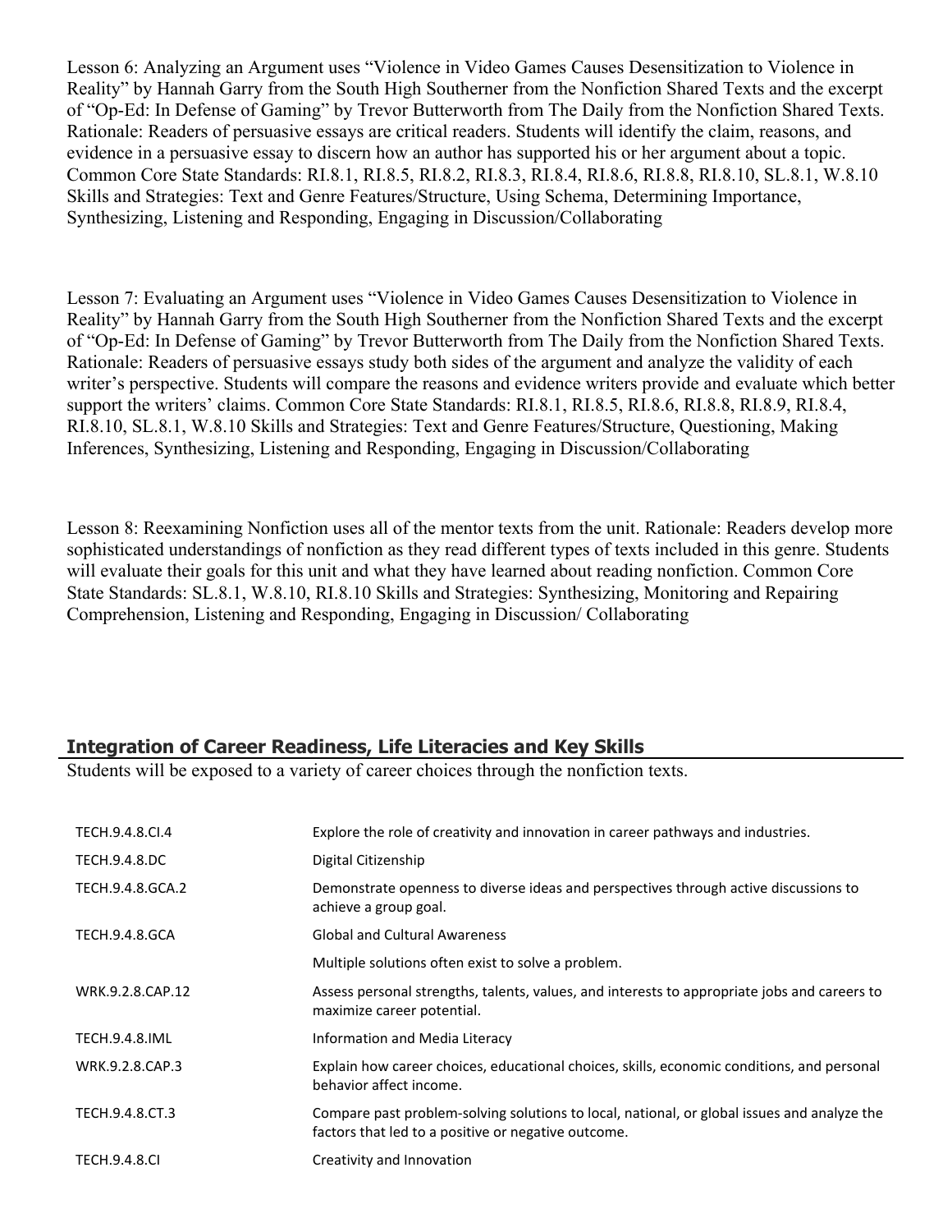Lesson 6: Analyzing an Argument uses "Violence in Video Games Causes Desensitization to Violence in Reality" by Hannah Garry from the South High Southerner from the Nonfiction Shared Texts and the excerpt of "Op-Ed: In Defense of Gaming" by Trevor Butterworth from The Daily from the Nonfiction Shared Texts. Rationale: Readers of persuasive essays are critical readers. Students will identify the claim, reasons, and evidence in a persuasive essay to discern how an author has supported his or her argument about a topic. Common Core State Standards: RI.8.1, RI.8.5, RI.8.2, RI.8.3, RI.8.4, RI.8.6, RI.8.8, RI.8.10, SL.8.1, W.8.10 Skills and Strategies: Text and Genre Features/Structure, Using Schema, Determining Importance, Synthesizing, Listening and Responding, Engaging in Discussion/Collaborating

Lesson 7: Evaluating an Argument uses "Violence in Video Games Causes Desensitization to Violence in Reality" by Hannah Garry from the South High Southerner from the Nonfiction Shared Texts and the excerpt of "Op-Ed: In Defense of Gaming" by Trevor Butterworth from The Daily from the Nonfiction Shared Texts. Rationale: Readers of persuasive essays study both sides of the argument and analyze the validity of each writer's perspective. Students will compare the reasons and evidence writers provide and evaluate which better support the writers' claims. Common Core State Standards: RI.8.1, RI.8.5, RI.8.6, RI.8.8, RI.8.9, RI.8.4, RI.8.10, SL.8.1, W.8.10 Skills and Strategies: Text and Genre Features/Structure, Questioning, Making Inferences, Synthesizing, Listening and Responding, Engaging in Discussion/Collaborating

Lesson 8: Reexamining Nonfiction uses all of the mentor texts from the unit. Rationale: Readers develop more sophisticated understandings of nonfiction as they read different types of texts included in this genre. Students will evaluate their goals for this unit and what they have learned about reading nonfiction. Common Core State Standards: SL.8.1, W.8.10, RI.8.10 Skills and Strategies: Synthesizing, Monitoring and Repairing Comprehension, Listening and Responding, Engaging in Discussion/ Collaborating

## Integration of Career Readiness, Life Literacies and Key Skills

Students will be exposed to a variety of career choices through the nonfiction texts.

| | |
|---|---|
| TECH.9.4.8.CI.4 | Explore the role of creativity and innovation in career pathways and industries. |
| TECH.9.4.8.DC | Digital Citizenship |
| TECH.9.4.8.GCA.2 | Demonstrate openness to diverse ideas and perspectives through active discussions to achieve a group goal. |
| TECH.9.4.8.GCA | Global and Cultural Awareness |
| | Multiple solutions often exist to solve a problem. |
| WRK.9.2.8.CAP.12 | Assess personal strengths, talents, values, and interests to appropriate jobs and careers to maximize career potential. |
| TECH.9.4.8.IML | Information and Media Literacy |
| WRK.9.2.8.CAP.3 | Explain how career choices, educational choices, skills, economic conditions, and personal behavior affect income. |
| TECH.9.4.8.CT.3 | Compare past problem-solving solutions to local, national, or global issues and analyze the factors that led to a positive or negative outcome. |
| TECH.9.4.8.CI | Creativity and Innovation |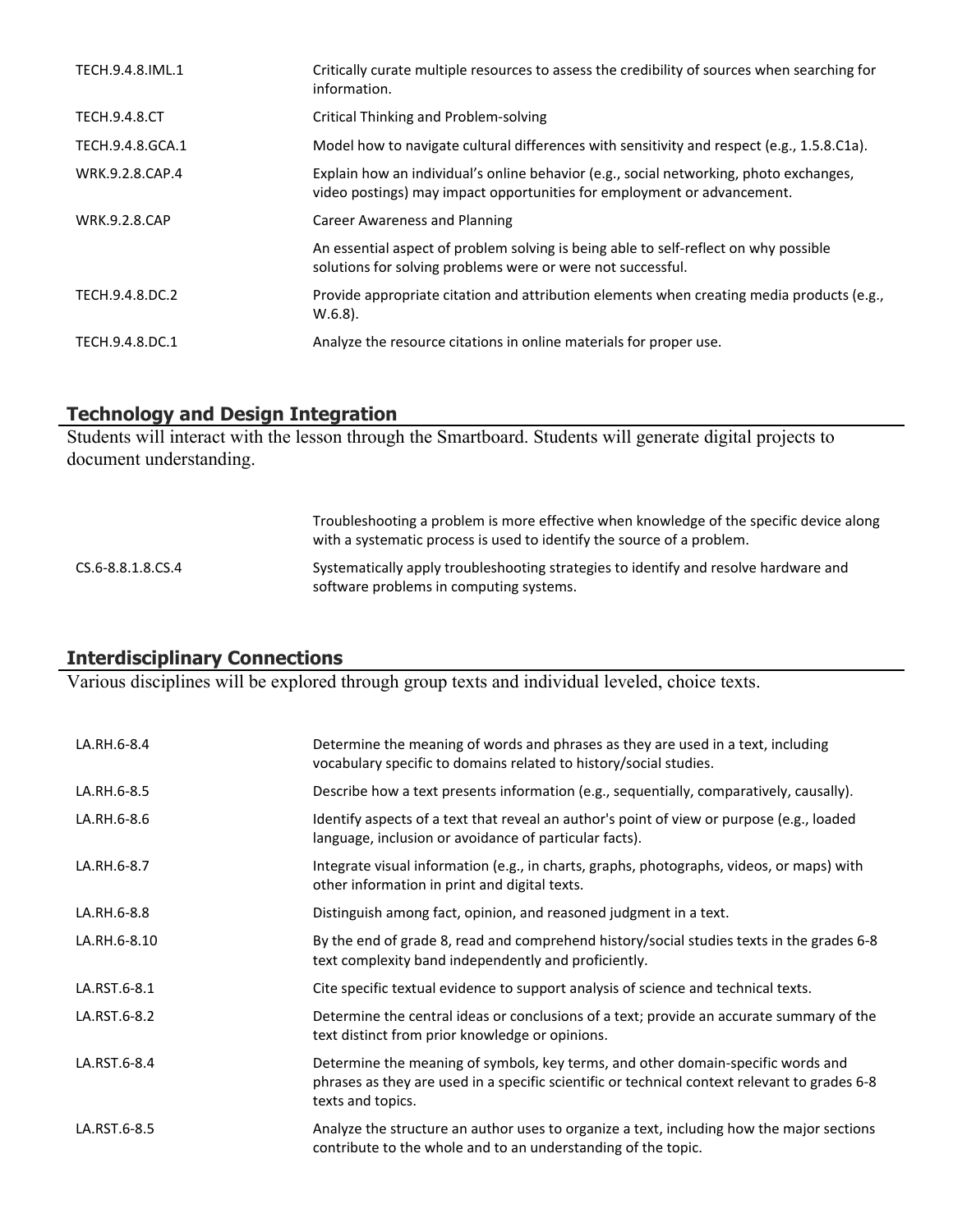| | |
|---|---|
| TECH.9.4.8.IML.1 | Critically curate multiple resources to assess the credibility of sources when searching for information. |
| TECH.9.4.8.CT | Critical Thinking and Problem-solving |
| TECH.9.4.8.GCA.1 | Model how to navigate cultural differences with sensitivity and respect (e.g., 1.5.8.C1a). |
| WRK.9.2.8.CAP.4 | Explain how an individual's online behavior (e.g., social networking, photo exchanges, video postings) may impact opportunities for employment or advancement. |
| WRK.9.2.8.CAP | Career Awareness and Planning |
| | An essential aspect of problem solving is being able to self-reflect on why possible solutions for solving problems were or were not successful. |
| TECH.9.4.8.DC.2 | Provide appropriate citation and attribution elements when creating media products (e.g., W.6.8). |
| TECH.9.4.8.DC.1 | Analyze the resource citations in online materials for proper use. |

## Technology and Design Integration

Students will interact with the lesson through the Smartboard. Students will generate digital projects to document understanding.

| | |
|---|---|
| | Troubleshooting a problem is more effective when knowledge of the specific device along with a systematic process is used to identify the source of a problem. |
| CS.6-8.8.1.8.CS.4 | Systematically apply troubleshooting strategies to identify and resolve hardware and software problems in computing systems. |

## Interdisciplinary Connections

Various disciplines will be explored through group texts and individual leveled, choice texts.

| | |
|---|---|
| LA.RH.6-8.4 | Determine the meaning of words and phrases as they are used in a text, including vocabulary specific to domains related to history/social studies. |
| LA.RH.6-8.5 | Describe how a text presents information (e.g., sequentially, comparatively, causally). |
| LA.RH.6-8.6 | Identify aspects of a text that reveal an author's point of view or purpose (e.g., loaded language, inclusion or avoidance of particular facts). |
| LA.RH.6-8.7 | Integrate visual information (e.g., in charts, graphs, photographs, videos, or maps) with other information in print and digital texts. |
| LA.RH.6-8.8 | Distinguish among fact, opinion, and reasoned judgment in a text. |
| LA.RH.6-8.10 | By the end of grade 8, read and comprehend history/social studies texts in the grades 6-8 text complexity band independently and proficiently. |
| LA.RST.6-8.1 | Cite specific textual evidence to support analysis of science and technical texts. |
| LA.RST.6-8.2 | Determine the central ideas or conclusions of a text; provide an accurate summary of the text distinct from prior knowledge or opinions. |
| LA.RST.6-8.4 | Determine the meaning of symbols, key terms, and other domain-specific words and phrases as they are used in a specific scientific or technical context relevant to grades 6-8 texts and topics. |
| LA.RST.6-8.5 | Analyze the structure an author uses to organize a text, including how the major sections contribute to the whole and to an understanding of the topic. |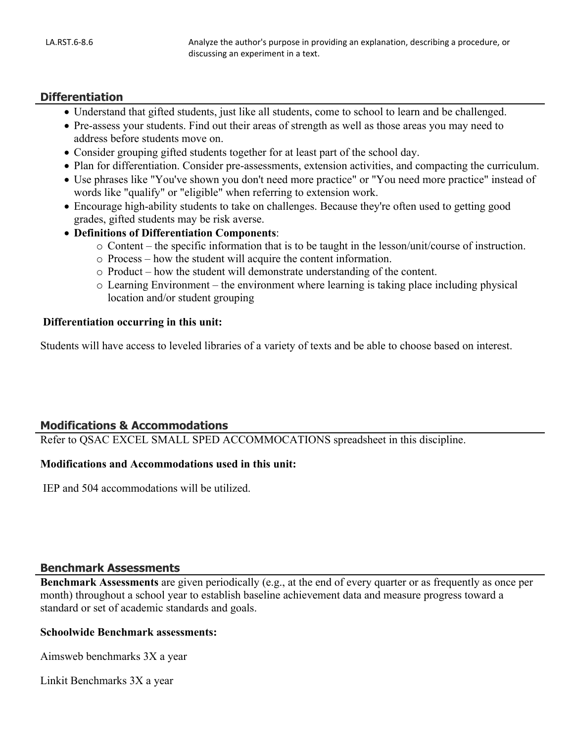| LA.RST.6-8.6 | Analyze the author's purpose in providing an explanation, describing a procedure, or discussing an experiment in a text. |
|---|---|

## Differentiation

- Understand that gifted students, just like all students, come to school to learn and be challenged.
- Pre-assess your students. Find out their areas of strength as well as those areas you may need to address before students move on.
- Consider grouping gifted students together for at least part of the school day.
- Plan for differentiation. Consider pre-assessments, extension activities, and compacting the curriculum.
- Use phrases like "You've shown you don't need more practice" or "You need more practice" instead of words like "qualify" or "eligible" when referring to extension work.
- Encourage high-ability students to take on challenges. Because they're often used to getting good grades, gifted students may be risk averse.
- **Definitions of Differentiation Components**:
  - Content – the specific information that is to be taught in the lesson/unit/course of instruction.
  - Process – how the student will acquire the content information.
  - Product – how the student will demonstrate understanding of the content.
  - Learning Environment – the environment where learning is taking place including physical location and/or student grouping

**Differentiation occurring in this unit:**

Students will have access to leveled libraries of a variety of texts and be able to choose based on interest.

## Modifications & Accommodations

Refer to QSAC EXCEL SMALL SPED ACCOMMOCATIONS spreadsheet in this discipline.

**Modifications and Accommodations used in this unit:**

IEP and 504 accommodations will be utilized.

## Benchmark Assessments

**Benchmark Assessments** are given periodically (e.g., at the end of every quarter or as frequently as once per month) throughout a school year to establish baseline achievement data and measure progress toward a standard or set of academic standards and goals.

**Schoolwide Benchmark assessments:**

Aimsweb benchmarks 3X a year

Linkit Benchmarks 3X a year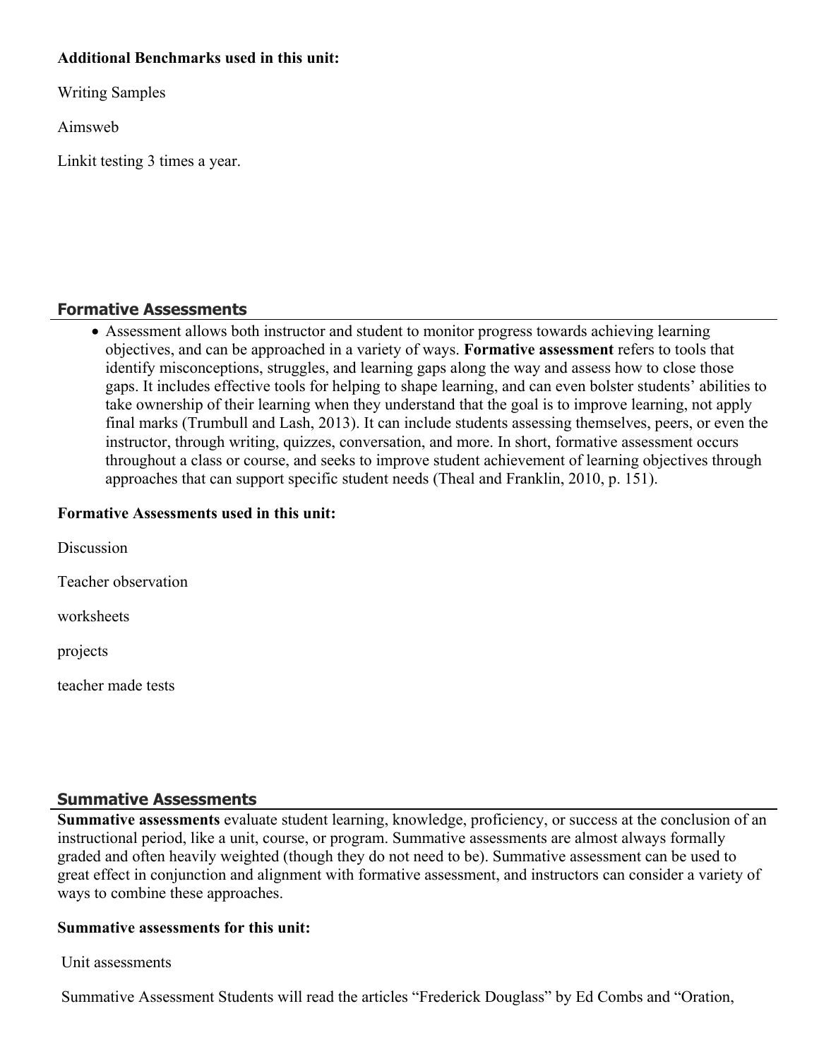**Additional Benchmarks used in this unit:**

Writing Samples

Aimsweb

Linkit testing 3 times a year.

## Formative Assessments

- Assessment allows both instructor and student to monitor progress towards achieving learning objectives, and can be approached in a variety of ways. **Formative assessment** refers to tools that identify misconceptions, struggles, and learning gaps along the way and assess how to close those gaps. It includes effective tools for helping to shape learning, and can even bolster students' abilities to take ownership of their learning when they understand that the goal is to improve learning, not apply final marks (Trumbull and Lash, 2013). It can include students assessing themselves, peers, or even the instructor, through writing, quizzes, conversation, and more. In short, formative assessment occurs throughout a class or course, and seeks to improve student achievement of learning objectives through approaches that can support specific student needs (Theal and Franklin, 2010, p. 151).

**Formative Assessments used in this unit:**

Discussion

Teacher observation

worksheets

projects

teacher made tests

## Summative Assessments

**Summative assessments** evaluate student learning, knowledge, proficiency, or success at the conclusion of an instructional period, like a unit, course, or program. Summative assessments are almost always formally graded and often heavily weighted (though they do not need to be). Summative assessment can be used to great effect in conjunction and alignment with formative assessment, and instructors can consider a variety of ways to combine these approaches.

**Summative assessments for this unit:**

Unit assessments

Summative Assessment Students will read the articles "Frederick Douglass" by Ed Combs and "Oration,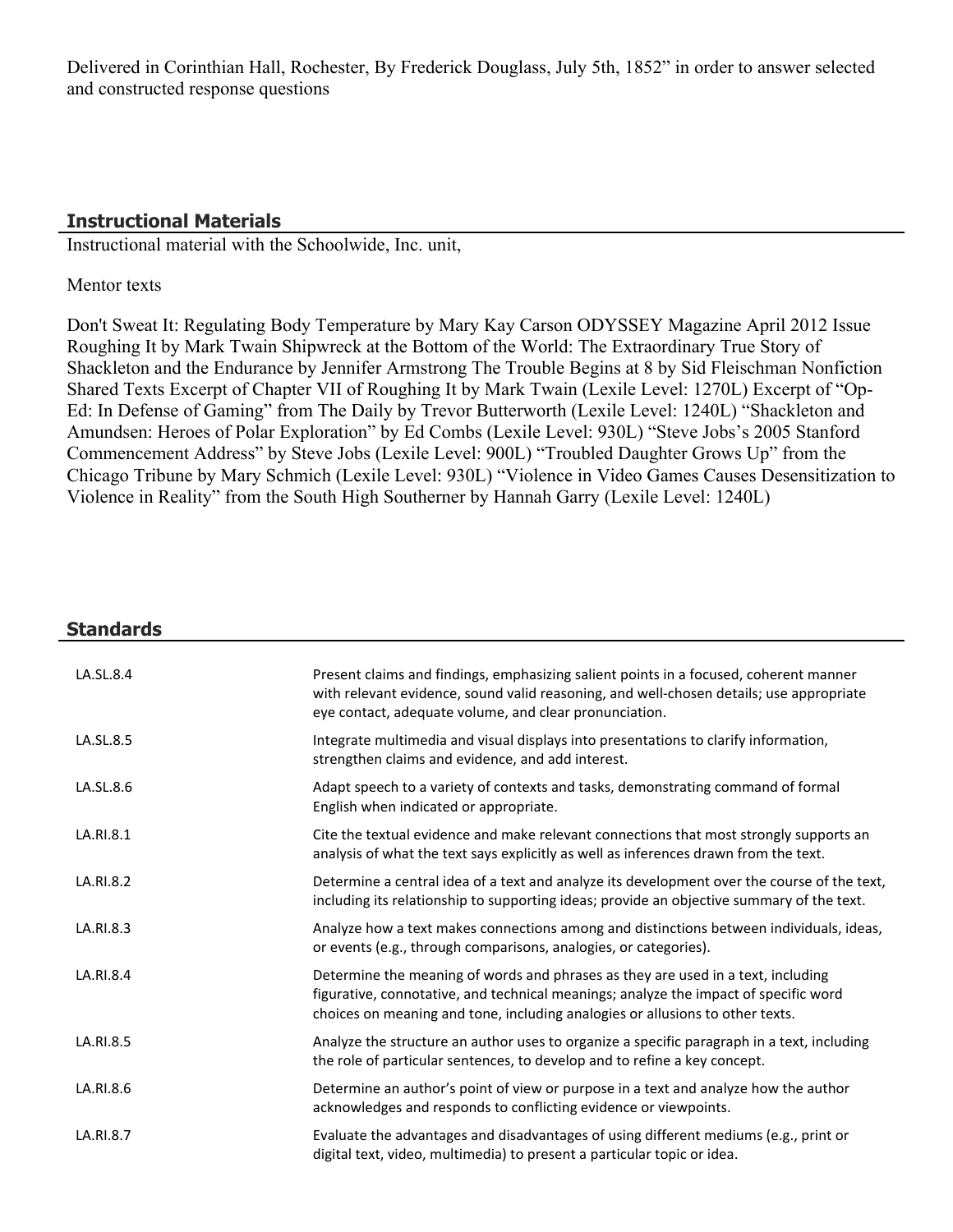Delivered in Corinthian Hall, Rochester, By Frederick Douglass, July 5th, 1852" in order to answer selected and constructed response questions

## Instructional Materials

Instructional material with the Schoolwide, Inc. unit,

Mentor texts

Don't Sweat It: Regulating Body Temperature by Mary Kay Carson ODYSSEY Magazine April 2012 Issue Roughing It by Mark Twain Shipwreck at the Bottom of the World: The Extraordinary True Story of Shackleton and the Endurance by Jennifer Armstrong The Trouble Begins at 8 by Sid Fleischman Nonfiction Shared Texts Excerpt of Chapter VII of Roughing It by Mark Twain (Lexile Level: 1270L) Excerpt of "Op-Ed: In Defense of Gaming" from The Daily by Trevor Butterworth (Lexile Level: 1240L) "Shackleton and Amundsen: Heroes of Polar Exploration" by Ed Combs (Lexile Level: 930L) "Steve Jobs's 2005 Stanford Commencement Address" by Steve Jobs (Lexile Level: 900L) "Troubled Daughter Grows Up" from the Chicago Tribune by Mary Schmich (Lexile Level: 930L) "Violence in Video Games Causes Desensitization to Violence in Reality" from the South High Southerner by Hannah Garry (Lexile Level: 1240L)

## Standards

| | |
|---|---|
| LA.SL.8.4 | Present claims and findings, emphasizing salient points in a focused, coherent manner with relevant evidence, sound valid reasoning, and well-chosen details; use appropriate eye contact, adequate volume, and clear pronunciation. |
| LA.SL.8.5 | Integrate multimedia and visual displays into presentations to clarify information, strengthen claims and evidence, and add interest. |
| LA.SL.8.6 | Adapt speech to a variety of contexts and tasks, demonstrating command of formal English when indicated or appropriate. |
| LA.RI.8.1 | Cite the textual evidence and make relevant connections that most strongly supports an analysis of what the text says explicitly as well as inferences drawn from the text. |
| LA.RI.8.2 | Determine a central idea of a text and analyze its development over the course of the text, including its relationship to supporting ideas; provide an objective summary of the text. |
| LA.RI.8.3 | Analyze how a text makes connections among and distinctions between individuals, ideas, or events (e.g., through comparisons, analogies, or categories). |
| LA.RI.8.4 | Determine the meaning of words and phrases as they are used in a text, including figurative, connotative, and technical meanings; analyze the impact of specific word choices on meaning and tone, including analogies or allusions to other texts. |
| LA.RI.8.5 | Analyze the structure an author uses to organize a specific paragraph in a text, including the role of particular sentences, to develop and to refine a key concept. |
| LA.RI.8.6 | Determine an author's point of view or purpose in a text and analyze how the author acknowledges and responds to conflicting evidence or viewpoints. |
| LA.RI.8.7 | Evaluate the advantages and disadvantages of using different mediums (e.g., print or digital text, video, multimedia) to present a particular topic or idea. |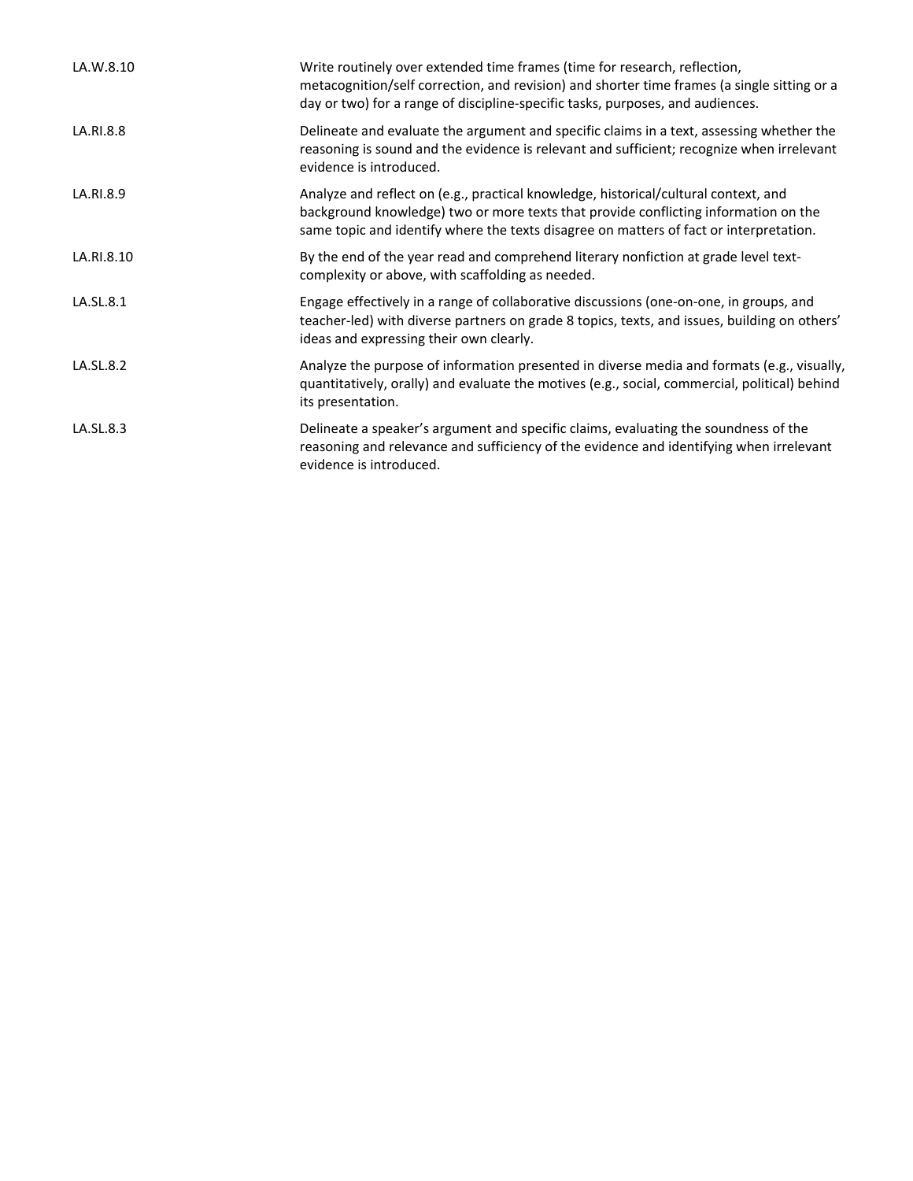| | |
|---|---|
| LA.W.8.10 | Write routinely over extended time frames (time for research, reflection, metacognition/self correction, and revision) and shorter time frames (a single sitting or a day or two) for a range of discipline-specific tasks, purposes, and audiences. |
| LA.RI.8.8 | Delineate and evaluate the argument and specific claims in a text, assessing whether the reasoning is sound and the evidence is relevant and sufficient; recognize when irrelevant evidence is introduced. |
| LA.RI.8.9 | Analyze and reflect on (e.g., practical knowledge, historical/cultural context, and background knowledge) two or more texts that provide conflicting information on the same topic and identify where the texts disagree on matters of fact or interpretation. |
| LA.RI.8.10 | By the end of the year read and comprehend literary nonfiction at grade level text-complexity or above, with scaffolding as needed. |
| LA.SL.8.1 | Engage effectively in a range of collaborative discussions (one-on-one, in groups, and teacher-led) with diverse partners on grade 8 topics, texts, and issues, building on others' ideas and expressing their own clearly. |
| LA.SL.8.2 | Analyze the purpose of information presented in diverse media and formats (e.g., visually, quantitatively, orally) and evaluate the motives (e.g., social, commercial, political) behind its presentation. |
| LA.SL.8.3 | Delineate a speaker's argument and specific claims, evaluating the soundness of the reasoning and relevance and sufficiency of the evidence and identifying when irrelevant evidence is introduced. |